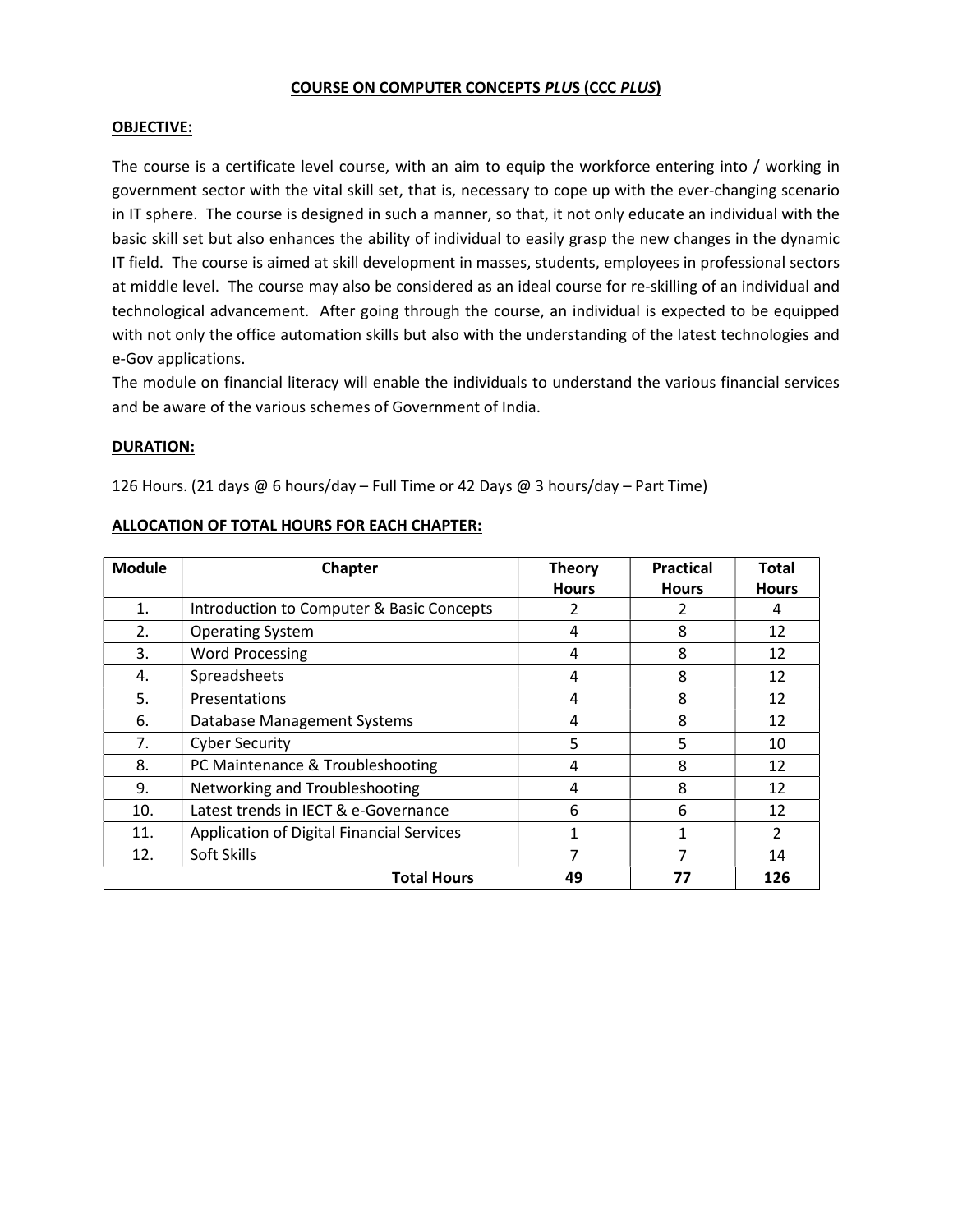# COURSE ON COMPUTER CONCEPTS *PLUS* (CCC *PLUS*)

## OBJECTIVE:

The course is a certificate level course, with an aim to equip the workforce entering into / working in government sector with the vital skill set, that is, necessary to cope up with the ever-changing scenario in IT sphere. The course is designed in such a manner, so that, it not only educate an individual with the basic skill set but also enhances the ability of individual to easily grasp the new changes in the dynamic IT field. The course is aimed at skill development in masses, students, employees in professional sectors at middle level. The course may also be considered as an ideal course for re-skilling of an individual and technological advancement. After going through the course, an individual is expected to be equipped with not only the office automation skills but also with the understanding of the latest technologies and e-Gov applications.
The module on financial literacy will enable the individuals to understand the various financial services and be aware of the various schemes of Government of India.

## DURATION:

126 Hours. (21 days @ 6 hours/day – Full Time or 42 Days @ 3 hours/day – Part Time)

## ALLOCATION OF TOTAL HOURS FOR EACH CHAPTER:

| Module | Chapter | Theory Hours | Practical Hours | Total Hours |
|---|---|---|---|---|
| 1. | Introduction to Computer & Basic Concepts | 2 | 2 | 4 |
| 2. | Operating System | 4 | 8 | 12 |
| 3. | Word Processing | 4 | 8 | 12 |
| 4. | Spreadsheets | 4 | 8 | 12 |
| 5. | Presentations | 4 | 8 | 12 |
| 6. | Database Management Systems | 4 | 8 | 12 |
| 7. | Cyber Security | 5 | 5 | 10 |
| 8. | PC Maintenance & Troubleshooting | 4 | 8 | 12 |
| 9. | Networking and Troubleshooting | 4 | 8 | 12 |
| 10. | Latest trends in IECT & e-Governance | 6 | 6 | 12 |
| 11. | Application of Digital Financial Services | 1 | 1 | 2 |
| 12. | Soft Skills | 7 | 7 | 14 |
| | **Total Hours** | **49** | **77** | **126** |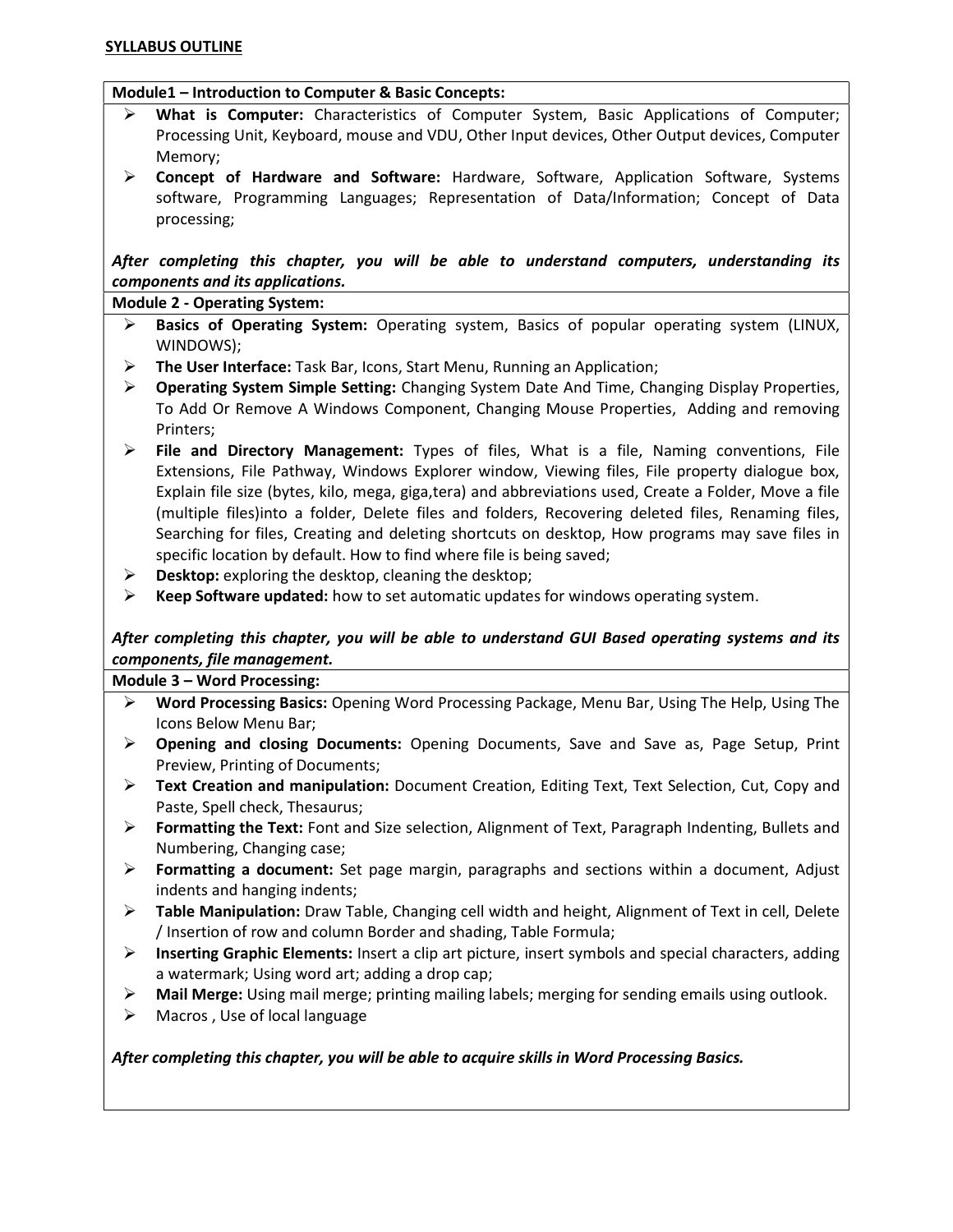**SYLLABUS OUTLINE**

**Module1 – Introduction to Computer & Basic Concepts:**

- **What is Computer:** Characteristics of Computer System, Basic Applications of Computer; Processing Unit, Keyboard, mouse and VDU, Other Input devices, Other Output devices, Computer Memory;
- **Concept of Hardware and Software:** Hardware, Software, Application Software, Systems software, Programming Languages; Representation of Data/Information; Concept of Data processing;

***After completing this chapter, you will be able to understand computers, understanding its components and its applications.***

**Module 2 - Operating System:**

- **Basics of Operating System:** Operating system, Basics of popular operating system (LINUX, WINDOWS);
- **The User Interface:** Task Bar, Icons, Start Menu, Running an Application;
- **Operating System Simple Setting:** Changing System Date And Time, Changing Display Properties, To Add Or Remove A Windows Component, Changing Mouse Properties, Adding and removing Printers;
- **File and Directory Management:** Types of files, What is a file, Naming conventions, File Extensions, File Pathway, Windows Explorer window, Viewing files, File property dialogue box, Explain file size (bytes, kilo, mega, giga,tera) and abbreviations used, Create a Folder, Move a file (multiple files)into a folder, Delete files and folders, Recovering deleted files, Renaming files, Searching for files, Creating and deleting shortcuts on desktop, How programs may save files in specific location by default. How to find where file is being saved;
- **Desktop:** exploring the desktop, cleaning the desktop;
- **Keep Software updated:** how to set automatic updates for windows operating system.

***After completing this chapter, you will be able to understand GUI Based operating systems and its components, file management.***

**Module 3 – Word Processing:**

- **Word Processing Basics:** Opening Word Processing Package, Menu Bar, Using The Help, Using The Icons Below Menu Bar;
- **Opening and closing Documents:** Opening Documents, Save and Save as, Page Setup, Print Preview, Printing of Documents;
- **Text Creation and manipulation:** Document Creation, Editing Text, Text Selection, Cut, Copy and Paste, Spell check, Thesaurus;
- **Formatting the Text:** Font and Size selection, Alignment of Text, Paragraph Indenting, Bullets and Numbering, Changing case;
- **Formatting a document:** Set page margin, paragraphs and sections within a document, Adjust indents and hanging indents;
- **Table Manipulation:** Draw Table, Changing cell width and height, Alignment of Text in cell, Delete / Insertion of row and column Border and shading, Table Formula;
- **Inserting Graphic Elements:** Insert a clip art picture, insert symbols and special characters, adding a watermark; Using word art; adding a drop cap;
- **Mail Merge:** Using mail merge; printing mailing labels; merging for sending emails using outlook.
- Macros , Use of local language

***After completing this chapter, you will be able to acquire skills in Word Processing Basics.***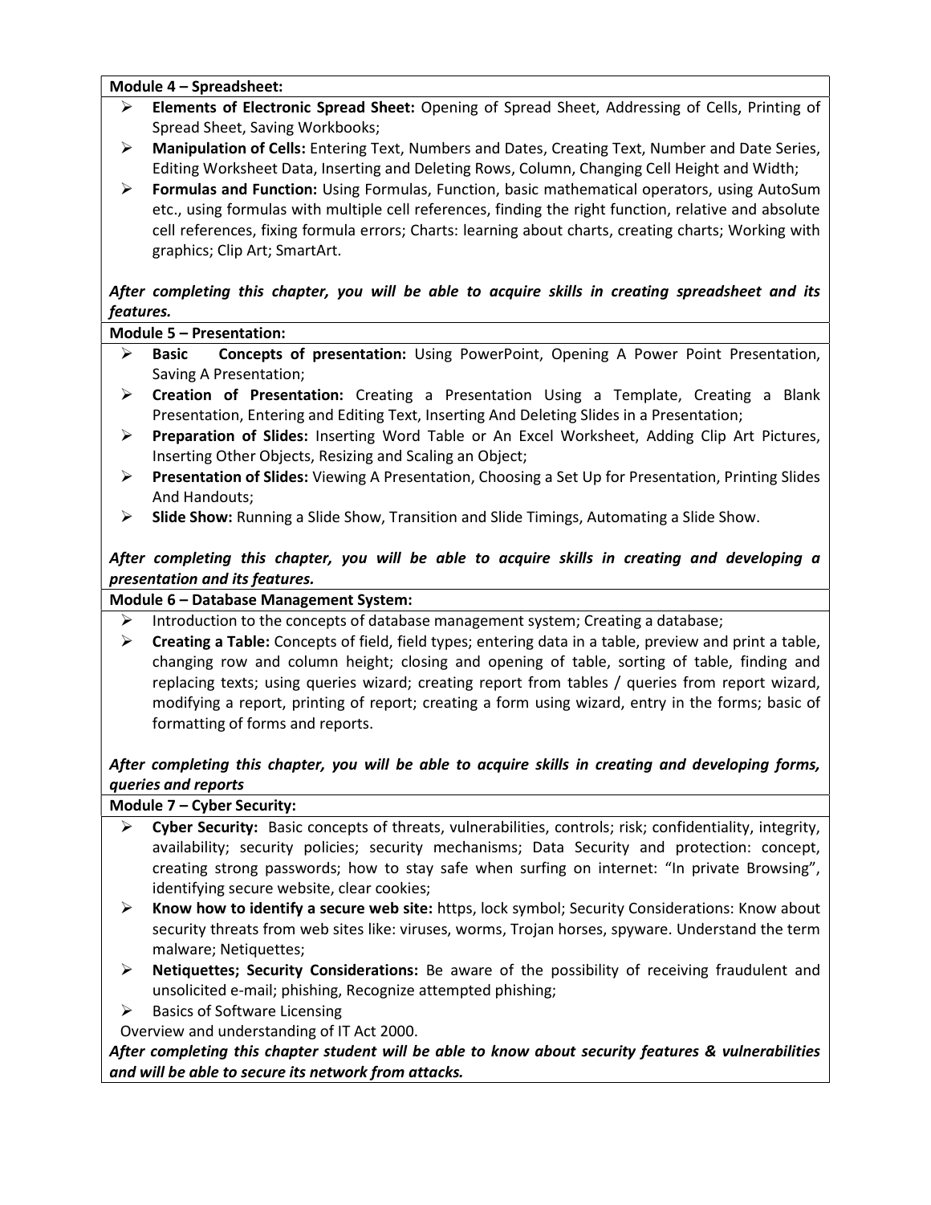**Module 4 – Spreadsheet:**

- **Elements of Electronic Spread Sheet:** Opening of Spread Sheet, Addressing of Cells, Printing of Spread Sheet, Saving Workbooks;
- **Manipulation of Cells:** Entering Text, Numbers and Dates, Creating Text, Number and Date Series, Editing Worksheet Data, Inserting and Deleting Rows, Column, Changing Cell Height and Width;
- **Formulas and Function:** Using Formulas, Function, basic mathematical operators, using AutoSum etc., using formulas with multiple cell references, finding the right function, relative and absolute cell references, fixing formula errors; Charts: learning about charts, creating charts; Working with graphics; Clip Art; SmartArt.

***After completing this chapter, you will be able to acquire skills in creating spreadsheet and its features.***

**Module 5 – Presentation:**

- **Basic Concepts of presentation:** Using PowerPoint, Opening A Power Point Presentation, Saving A Presentation;
- **Creation of Presentation:** Creating a Presentation Using a Template, Creating a Blank Presentation, Entering and Editing Text, Inserting And Deleting Slides in a Presentation;
- **Preparation of Slides:** Inserting Word Table or An Excel Worksheet, Adding Clip Art Pictures, Inserting Other Objects, Resizing and Scaling an Object;
- **Presentation of Slides:** Viewing A Presentation, Choosing a Set Up for Presentation, Printing Slides And Handouts;
- **Slide Show:** Running a Slide Show, Transition and Slide Timings, Automating a Slide Show.

***After completing this chapter, you will be able to acquire skills in creating and developing a presentation and its features.***

**Module 6 – Database Management System:**

- Introduction to the concepts of database management system; Creating a database;
- **Creating a Table:** Concepts of field, field types; entering data in a table, preview and print a table, changing row and column height; closing and opening of table, sorting of table, finding and replacing texts; using queries wizard; creating report from tables / queries from report wizard, modifying a report, printing of report; creating a form using wizard, entry in the forms; basic of formatting of forms and reports.

***After completing this chapter, you will be able to acquire skills in creating and developing forms, queries and reports***

**Module 7 – Cyber Security:**

- **Cyber Security:** Basic concepts of threats, vulnerabilities, controls; risk; confidentiality, integrity, availability; security policies; security mechanisms; Data Security and protection: concept, creating strong passwords; how to stay safe when surfing on internet: "In private Browsing", identifying secure website, clear cookies;
- **Know how to identify a secure web site:** https, lock symbol; Security Considerations: Know about security threats from web sites like: viruses, worms, Trojan horses, spyware. Understand the term malware; Netiquettes;
- **Netiquettes; Security Considerations:** Be aware of the possibility of receiving fraudulent and unsolicited e-mail; phishing, Recognize attempted phishing;
- Basics of Software Licensing

Overview and understanding of IT Act 2000.

***After completing this chapter student will be able to know about security features & vulnerabilities and will be able to secure its network from attacks.***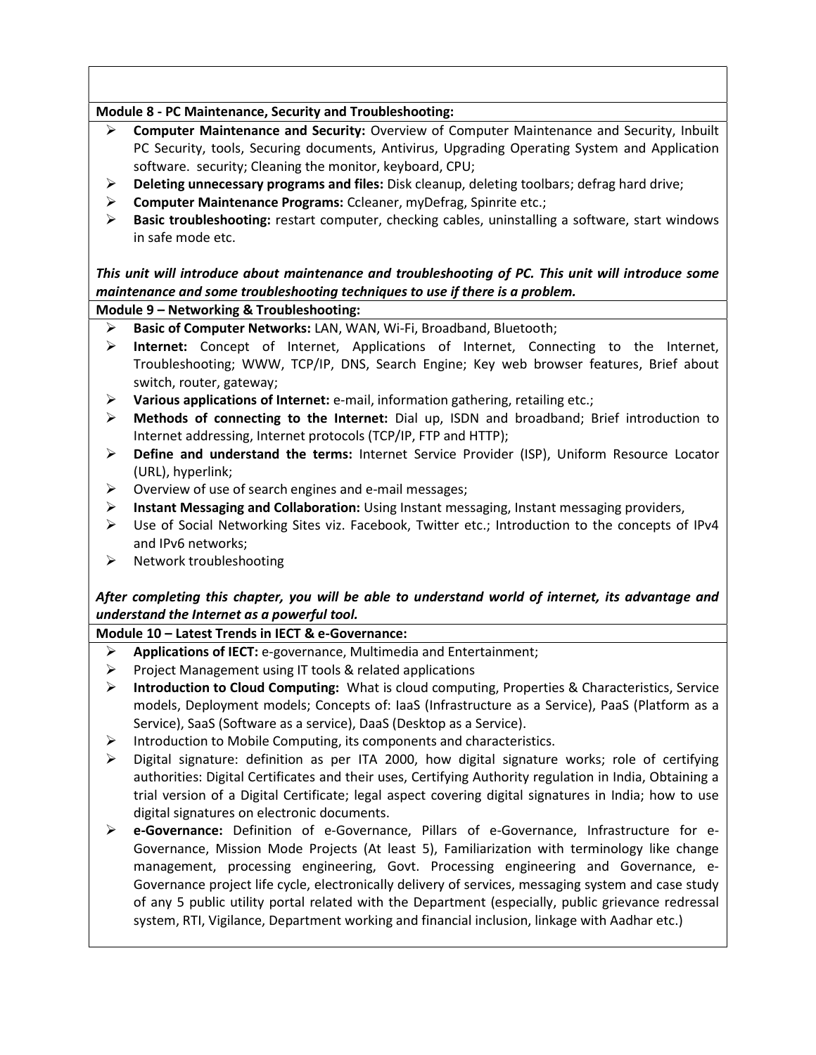**Module 8 - PC Maintenance, Security and Troubleshooting:**

- **Computer Maintenance and Security:** Overview of Computer Maintenance and Security, Inbuilt PC Security, tools, Securing documents, Antivirus, Upgrading Operating System and Application software. security; Cleaning the monitor, keyboard, CPU;
- **Deleting unnecessary programs and files:** Disk cleanup, deleting toolbars; defrag hard drive;
- **Computer Maintenance Programs:** Ccleaner, myDefrag, Spinrite etc.;
- **Basic troubleshooting:** restart computer, checking cables, uninstalling a software, start windows in safe mode etc.

***This unit will introduce about maintenance and troubleshooting of PC. This unit will introduce some maintenance and some troubleshooting techniques to use if there is a problem.***

**Module 9 – Networking & Troubleshooting:**

- **Basic of Computer Networks:** LAN, WAN, Wi-Fi, Broadband, Bluetooth;
- **Internet:** Concept of Internet, Applications of Internet, Connecting to the Internet, Troubleshooting; WWW, TCP/IP, DNS, Search Engine; Key web browser features, Brief about switch, router, gateway;
- **Various applications of Internet:** e-mail, information gathering, retailing etc.;
- **Methods of connecting to the Internet:** Dial up, ISDN and broadband; Brief introduction to Internet addressing, Internet protocols (TCP/IP, FTP and HTTP);
- **Define and understand the terms:** Internet Service Provider (ISP), Uniform Resource Locator (URL), hyperlink;
- Overview of use of search engines and e-mail messages;
- **Instant Messaging and Collaboration:** Using Instant messaging, Instant messaging providers,
- Use of Social Networking Sites viz. Facebook, Twitter etc.; Introduction to the concepts of IPv4 and IPv6 networks;
- Network troubleshooting

***After completing this chapter, you will be able to understand world of internet, its advantage and understand the Internet as a powerful tool.***

**Module 10 – Latest Trends in IECT & e-Governance:**

- **Applications of IECT:** e-governance, Multimedia and Entertainment;
- Project Management using IT tools & related applications
- **Introduction to Cloud Computing:** What is cloud computing, Properties & Characteristics, Service models, Deployment models; Concepts of: IaaS (Infrastructure as a Service), PaaS (Platform as a Service), SaaS (Software as a service), DaaS (Desktop as a Service).
- Introduction to Mobile Computing, its components and characteristics.
- Digital signature: definition as per ITA 2000, how digital signature works; role of certifying authorities: Digital Certificates and their uses, Certifying Authority regulation in India, Obtaining a trial version of a Digital Certificate; legal aspect covering digital signatures in India; how to use digital signatures on electronic documents.
- **e-Governance:** Definition of e-Governance, Pillars of e-Governance, Infrastructure for e-Governance, Mission Mode Projects (At least 5), Familiarization with terminology like change management, processing engineering, Govt. Processing engineering and Governance, e-Governance project life cycle, electronically delivery of services, messaging system and case study of any 5 public utility portal related with the Department (especially, public grievance redressal system, RTI, Vigilance, Department working and financial inclusion, linkage with Aadhar etc.)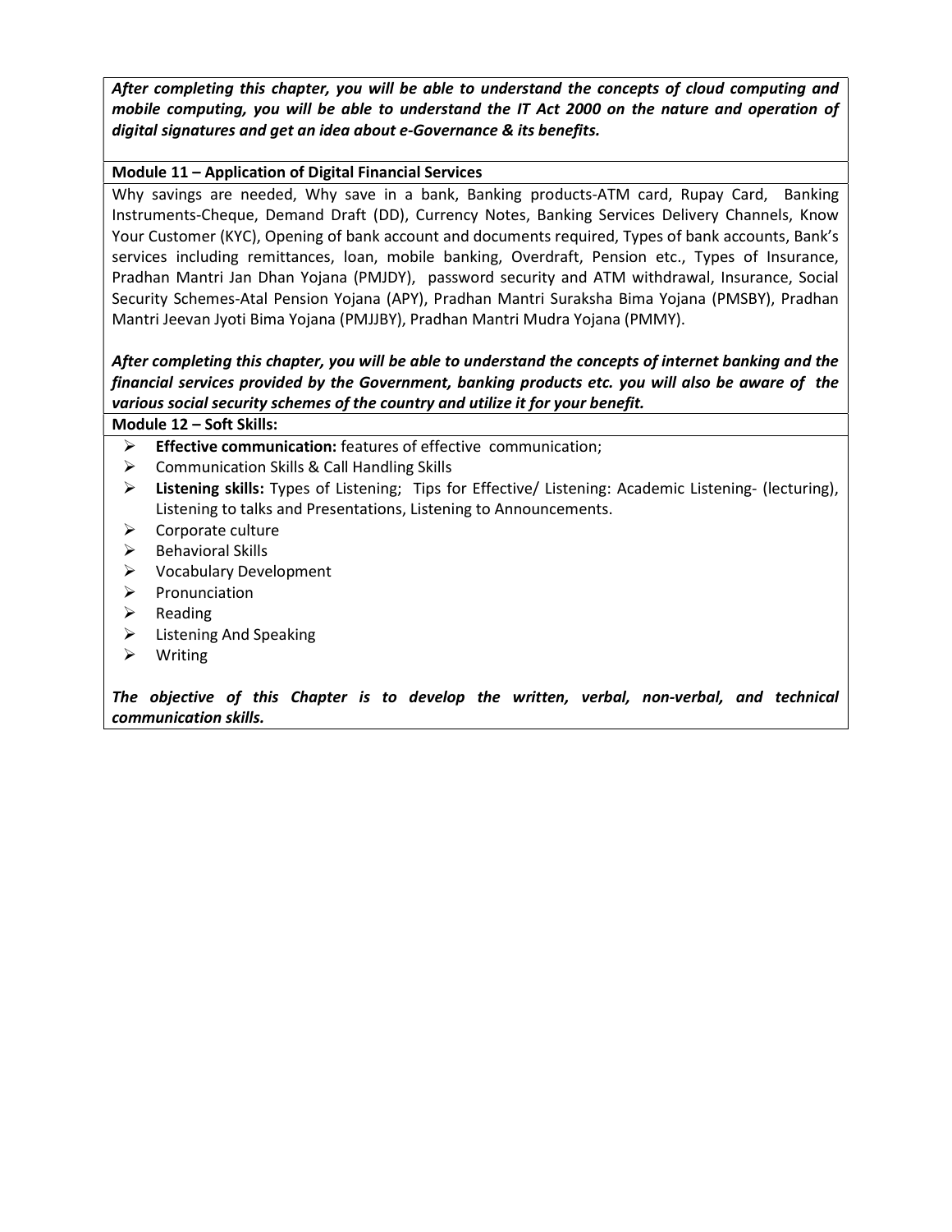***After completing this chapter, you will be able to understand the concepts of cloud computing and mobile computing, you will be able to understand the IT Act 2000 on the nature and operation of digital signatures and get an idea about e-Governance & its benefits.***

**Module 11 – Application of Digital Financial Services**

Why savings are needed, Why save in a bank, Banking products-ATM card, Rupay Card, Banking Instruments-Cheque, Demand Draft (DD), Currency Notes, Banking Services Delivery Channels, Know Your Customer (KYC), Opening of bank account and documents required, Types of bank accounts, Bank's services including remittances, loan, mobile banking, Overdraft, Pension etc., Types of Insurance, Pradhan Mantri Jan Dhan Yojana (PMJDY), password security and ATM withdrawal, Insurance, Social Security Schemes-Atal Pension Yojana (APY), Pradhan Mantri Suraksha Bima Yojana (PMSBY), Pradhan Mantri Jeevan Jyoti Bima Yojana (PMJJBY), Pradhan Mantri Mudra Yojana (PMMY).

***After completing this chapter, you will be able to understand the concepts of internet banking and the financial services provided by the Government, banking products etc. you will also be aware of the various social security schemes of the country and utilize it for your benefit.***

**Module 12 – Soft Skills:**

- **Effective communication:** features of effective communication;
- Communication Skills & Call Handling Skills
- **Listening skills:** Types of Listening; Tips for Effective/ Listening: Academic Listening- (lecturing), Listening to talks and Presentations, Listening to Announcements.
- Corporate culture
- Behavioral Skills
- Vocabulary Development
- Pronunciation
- Reading
- Listening And Speaking
- Writing

***The objective of this Chapter is to develop the written, verbal, non-verbal, and technical communication skills.***